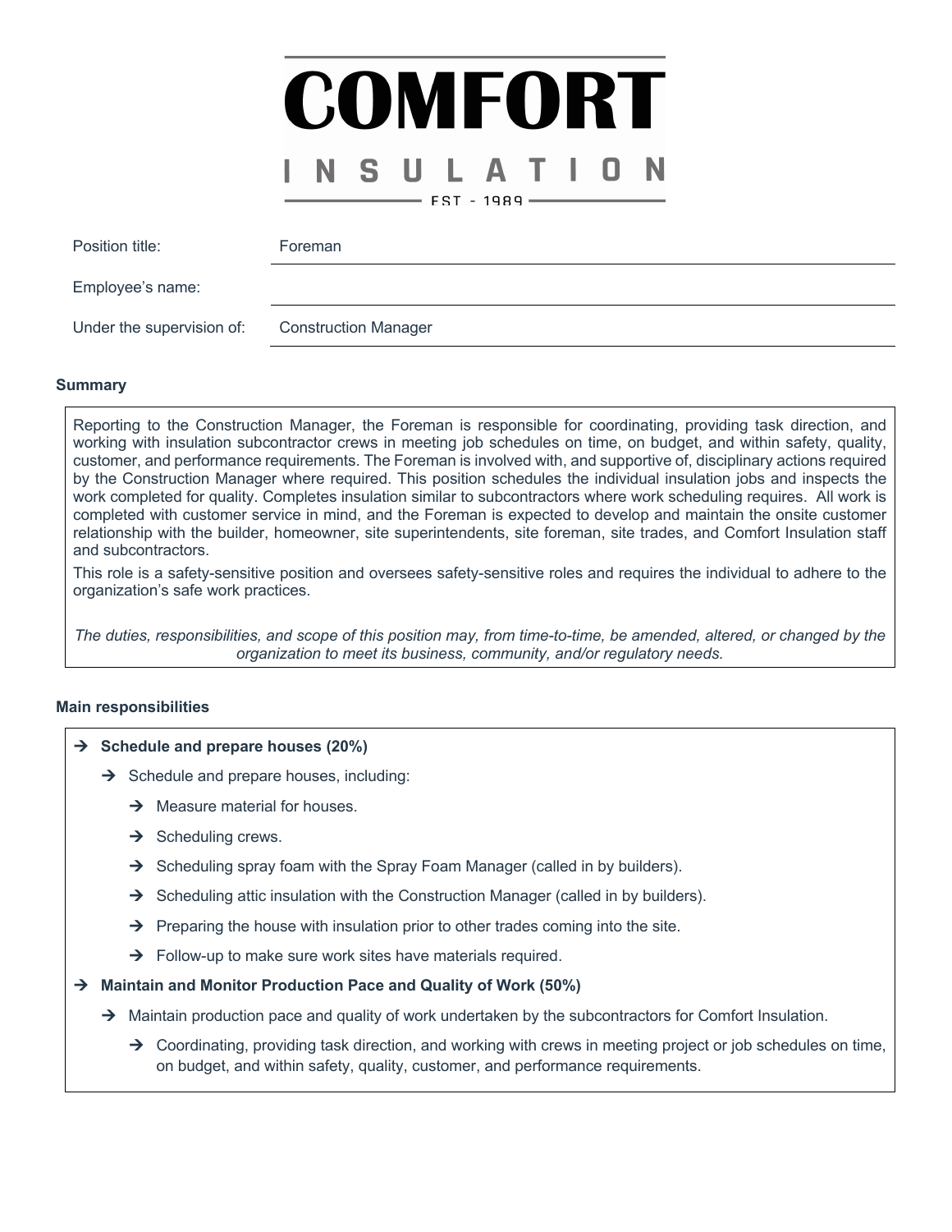# COMFORT INSULATION

EST - 1989

| | |
|---|---|
| Position title: | Foreman |
| Employee's name: | |
| Under the supervision of: | Construction Manager |

## Summary

Reporting to the Construction Manager, the Foreman is responsible for coordinating, providing task direction, and working with insulation subcontractor crews in meeting job schedules on time, on budget, and within safety, quality, customer, and performance requirements. The Foreman is involved with, and supportive of, disciplinary actions required by the Construction Manager where required. This position schedules the individual insulation jobs and inspects the work completed for quality. Completes insulation similar to subcontractors where work scheduling requires. All work is completed with customer service in mind, and the Foreman is expected to develop and maintain the onsite customer relationship with the builder, homeowner, site superintendents, site foreman, site trades, and Comfort Insulation staff and subcontractors.

This role is a safety-sensitive position and oversees safety-sensitive roles and requires the individual to adhere to the organization's safe work practices.

*The duties, responsibilities, and scope of this position may, from time-to-time, be amended, altered, or changed by the organization to meet its business, community, and/or regulatory needs.*

## Main responsibilities

- **Schedule and prepare houses (20%)**
  - Schedule and prepare houses, including:
    - Measure material for houses.
    - Scheduling crews.
    - Scheduling spray foam with the Spray Foam Manager (called in by builders).
    - Scheduling attic insulation with the Construction Manager (called in by builders).
    - Preparing the house with insulation prior to other trades coming into the site.
    - Follow-up to make sure work sites have materials required.
- **Maintain and Monitor Production Pace and Quality of Work (50%)**
  - Maintain production pace and quality of work undertaken by the subcontractors for Comfort Insulation.
    - Coordinating, providing task direction, and working with crews in meeting project or job schedules on time, on budget, and within safety, quality, customer, and performance requirements.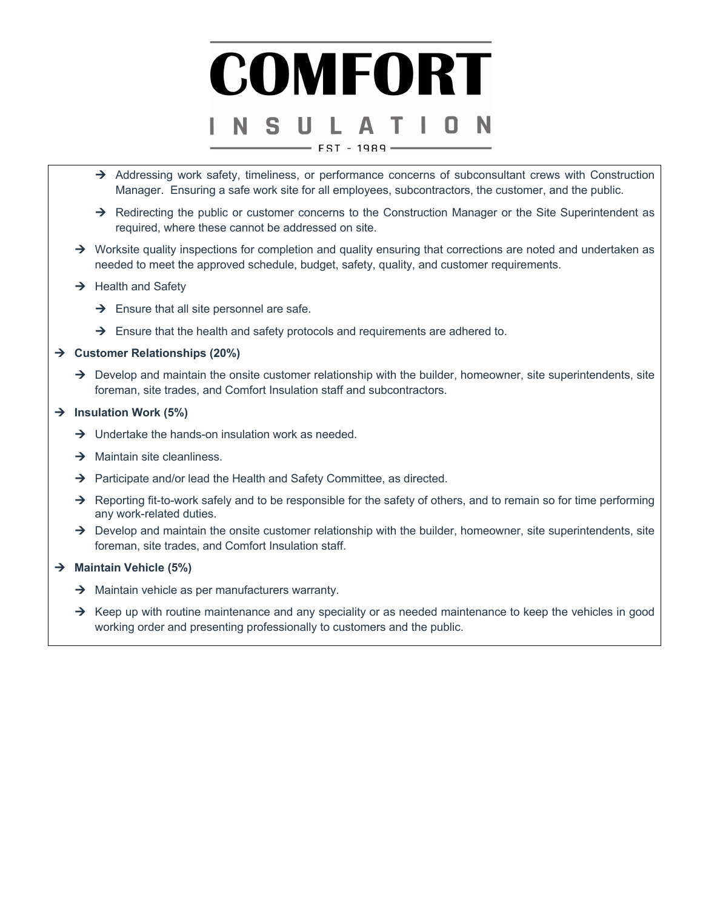- Addressing work safety, timeliness, or performance concerns of subconsultant crews with Construction Manager. Ensuring a safe work site for all employees, subcontractors, the customer, and the public.
    - Redirecting the public or customer concerns to the Construction Manager or the Site Superintendent as required, where these cannot be addressed on site.
  - Worksite quality inspections for completion and quality ensuring that corrections are noted and undertaken as needed to meet the approved schedule, budget, safety, quality, and customer requirements.
  - Health and Safety
    - Ensure that all site personnel are safe.
    - Ensure that the health and safety protocols and requirements are adhered to.
- **Customer Relationships (20%)**
  - Develop and maintain the onsite customer relationship with the builder, homeowner, site superintendents, site foreman, site trades, and Comfort Insulation staff and subcontractors.
- **Insulation Work (5%)**
  - Undertake the hands-on insulation work as needed.
  - Maintain site cleanliness.
  - Participate and/or lead the Health and Safety Committee, as directed.
  - Reporting fit-to-work safely and to be responsible for the safety of others, and to remain so for time performing any work-related duties.
  - Develop and maintain the onsite customer relationship with the builder, homeowner, site superintendents, site foreman, site trades, and Comfort Insulation staff.
- **Maintain Vehicle (5%)**
  - Maintain vehicle as per manufacturers warranty.
  - Keep up with routine maintenance and any speciality or as needed maintenance to keep the vehicles in good working order and presenting professionally to customers and the public.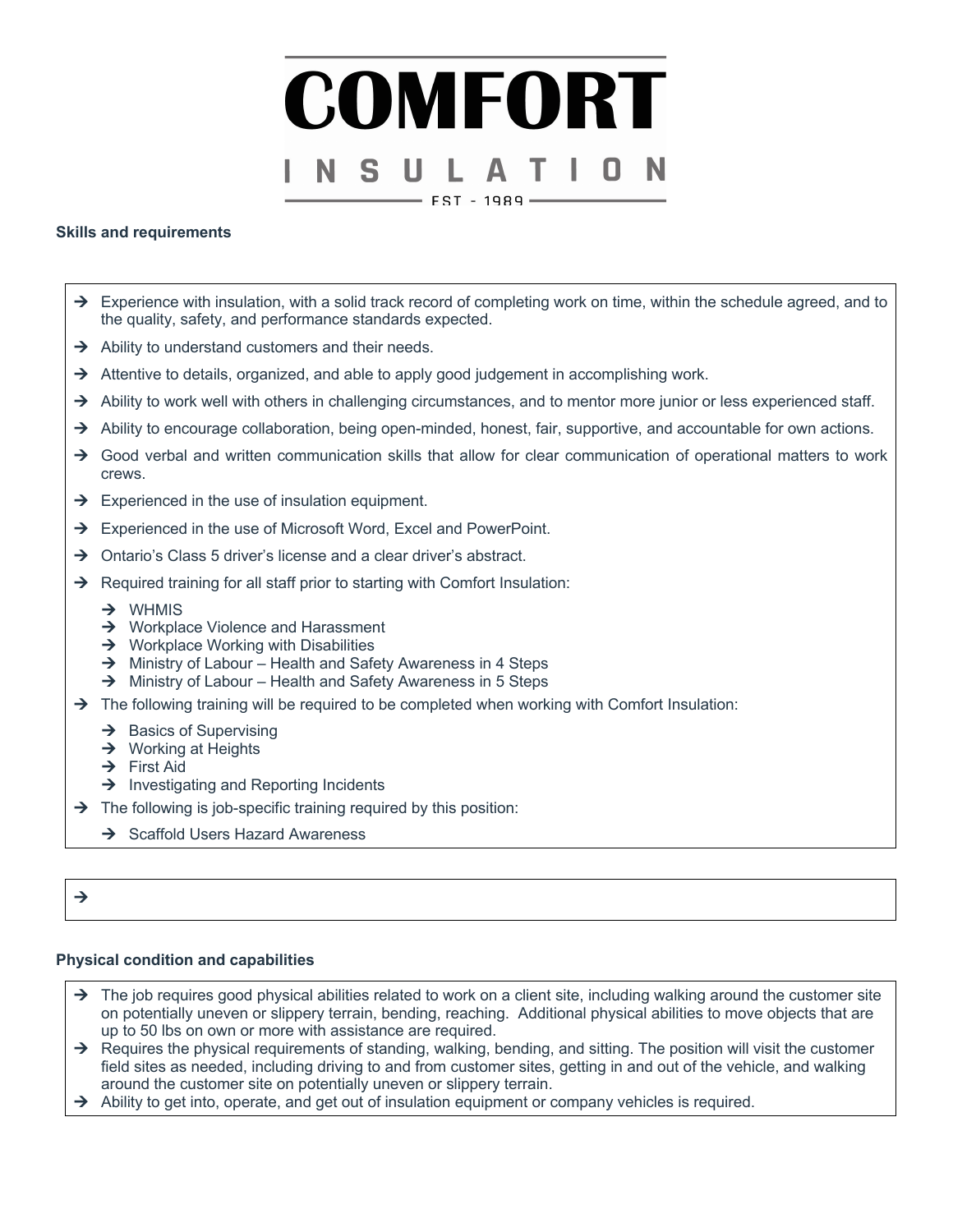# COMFORT

## INSULATION

EST - 1989

**Skills and requirements**

- Experience with insulation, with a solid track record of completing work on time, within the schedule agreed, and to the quality, safety, and performance standards expected.
- Ability to understand customers and their needs.
- Attentive to details, organized, and able to apply good judgement in accomplishing work.
- Ability to work well with others in challenging circumstances, and to mentor more junior or less experienced staff.
- Ability to encourage collaboration, being open-minded, honest, fair, supportive, and accountable for own actions.
- Good verbal and written communication skills that allow for clear communication of operational matters to work crews.
- Experienced in the use of insulation equipment.
- Experienced in the use of Microsoft Word, Excel and PowerPoint.
- Ontario's Class 5 driver's license and a clear driver's abstract.
- Required training for all staff prior to starting with Comfort Insulation:
  - WHMIS
  - Workplace Violence and Harassment
  - Workplace Working with Disabilities
  - Ministry of Labour – Health and Safety Awareness in 4 Steps
  - Ministry of Labour – Health and Safety Awareness in 5 Steps
- The following training will be required to be completed when working with Comfort Insulation:
  - Basics of Supervising
  - Working at Heights
  - First Aid
  - Investigating and Reporting Incidents
- The following is job-specific training required by this position:
  - Scaffold Users Hazard Awareness

**Physical condition and capabilities**

- The job requires good physical abilities related to work on a client site, including walking around the customer site on potentially uneven or slippery terrain, bending, reaching. Additional physical abilities to move objects that are up to 50 lbs on own or more with assistance are required.
- Requires the physical requirements of standing, walking, bending, and sitting. The position will visit the customer field sites as needed, including driving to and from customer sites, getting in and out of the vehicle, and walking around the customer site on potentially uneven or slippery terrain.
- Ability to get into, operate, and get out of insulation equipment or company vehicles is required.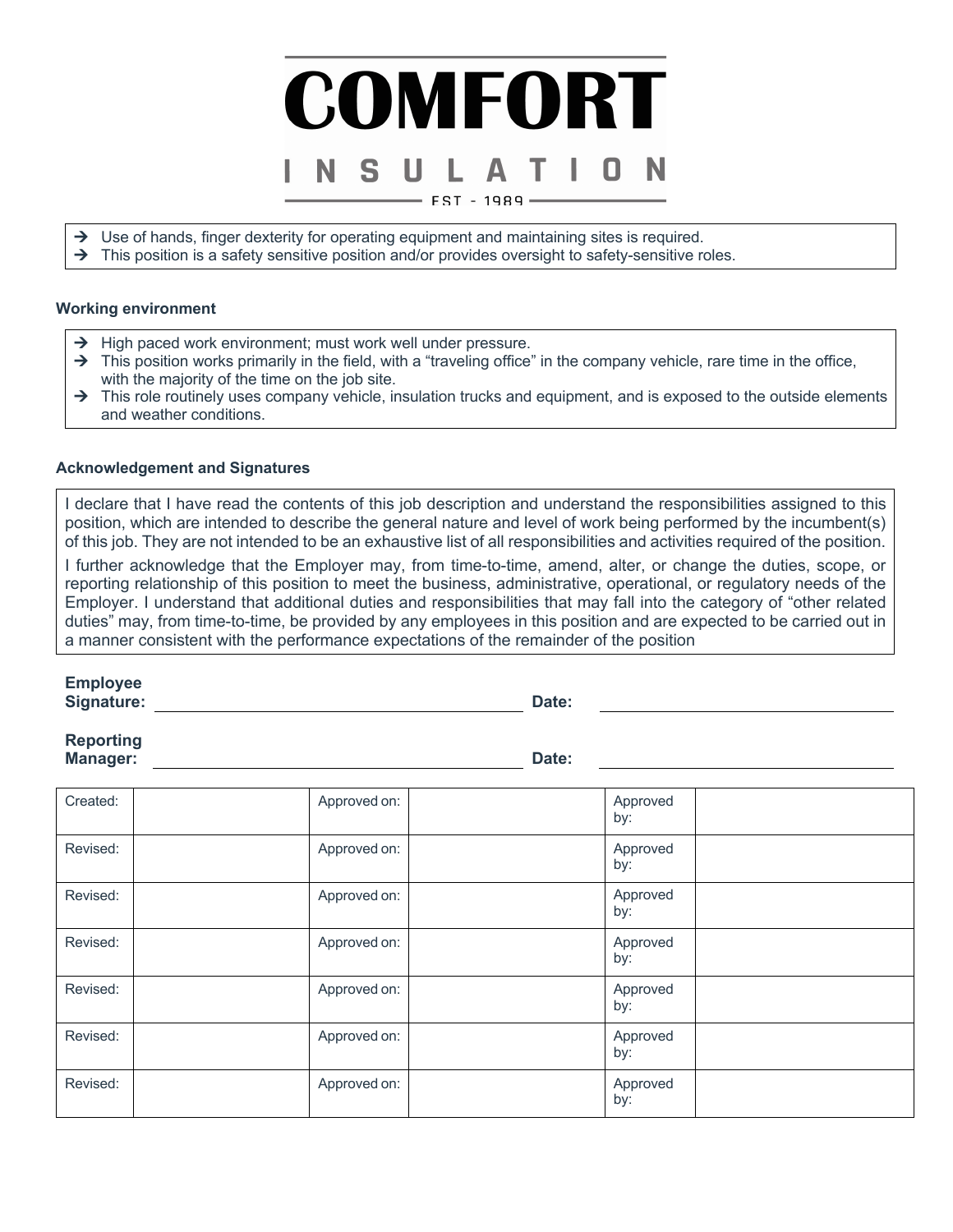# COMFORT

INSULATION

EST - 1989

- → Use of hands, finger dexterity for operating equipment and maintaining sites is required.
- → This position is a safety sensitive position and/or provides oversight to safety-sensitive roles.

**Working environment**

- → High paced work environment; must work well under pressure.
- → This position works primarily in the field, with a "traveling office" in the company vehicle, rare time in the office, with the majority of the time on the job site.
- → This role routinely uses company vehicle, insulation trucks and equipment, and is exposed to the outside elements and weather conditions.

**Acknowledgement and Signatures**

I declare that I have read the contents of this job description and understand the responsibilities assigned to this position, which are intended to describe the general nature and level of work being performed by the incumbent(s) of this job. They are not intended to be an exhaustive list of all responsibilities and activities required of the position.

I further acknowledge that the Employer may, from time-to-time, amend, alter, or change the duties, scope, or reporting relationship of this position to meet the business, administrative, operational, or regulatory needs of the Employer. I understand that additional duties and responsibilities that may fall into the category of "other related duties" may, from time-to-time, be provided by any employees in this position and are expected to be carried out in a manner consistent with the performance expectations of the remainder of the position

**Employee Signature:** ______________________ **Date:** ______________________

**Reporting Manager:** ______________________ **Date:** ______________________

| | | | | | |
|---|---|---|---|---|---|
| Created: | | Approved on: | | Approved by: | |
| Revised: | | Approved on: | | Approved by: | |
| Revised: | | Approved on: | | Approved by: | |
| Revised: | | Approved on: | | Approved by: | |
| Revised: | | Approved on: | | Approved by: | |
| Revised: | | Approved on: | | Approved by: | |
| Revised: | | Approved on: | | Approved by: | |